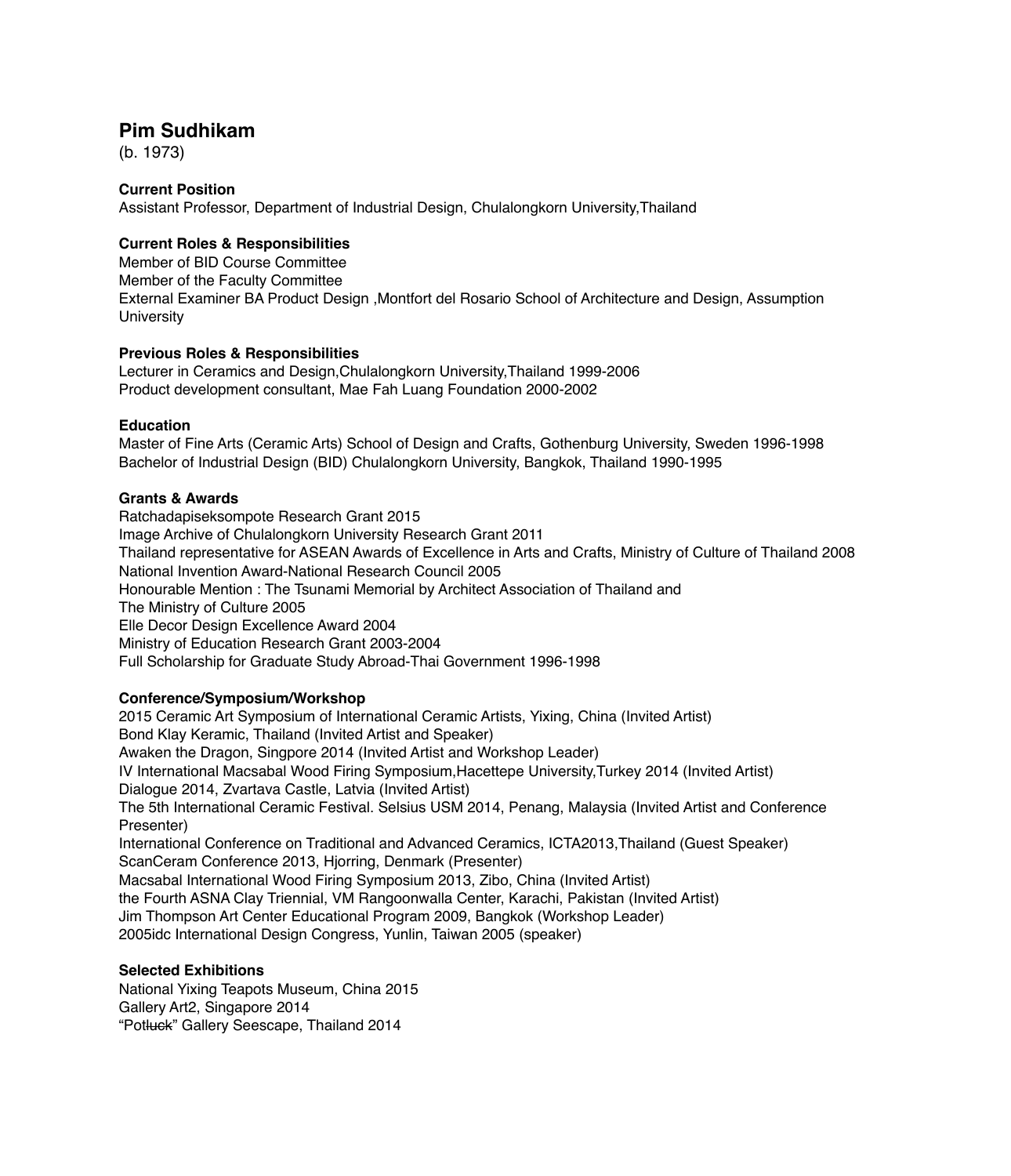# Pim Sudhikam

(b. 1973)

**Current Position**

Assistant Professor, Department of Industrial Design, Chulalongkorn University,Thailand

**Current Roles & Responsibilities**

Member of BID Course Committee
Member of the Faculty Committee
External Examiner BA Product Design ,Montfort del Rosario School of Architecture and Design, Assumption University

**Previous Roles & Responsibilities**

Lecturer in Ceramics and Design,Chulalongkorn University,Thailand 1999-2006
Product development consultant, Mae Fah Luang Foundation 2000-2002

**Education**

Master of Fine Arts (Ceramic Arts) School of Design and Crafts, Gothenburg University, Sweden 1996-1998
Bachelor of Industrial Design (BID) Chulalongkorn University, Bangkok, Thailand 1990-1995

**Grants & Awards**

Ratchadapiseksompote Research Grant 2015
Image Archive of Chulalongkorn University Research Grant 2011
Thailand representative for ASEAN Awards of Excellence in Arts and Crafts, Ministry of Culture of Thailand 2008
National Invention Award-National Research Council 2005
Honourable Mention : The Tsunami Memorial by Architect Association of Thailand and The Ministry of Culture 2005
Elle Decor Design Excellence Award 2004
Ministry of Education Research Grant 2003-2004
Full Scholarship for Graduate Study Abroad-Thai Government 1996-1998

**Conference/Symposium/Workshop**

2015 Ceramic Art Symposium of International Ceramic Artists, Yixing, China (Invited Artist)
Bond Klay Keramic, Thailand (Invited Artist and Speaker)
Awaken the Dragon, Singpore 2014 (Invited Artist and Workshop Leader)
IV International Macsabal Wood Firing Symposium,Hacettepe University,Turkey 2014 (Invited Artist)
Dialogue 2014, Zvartava Castle, Latvia (Invited Artist)
The 5th International Ceramic Festival. Selsius USM 2014, Penang, Malaysia (Invited Artist and Conference Presenter)
International Conference on Traditional and Advanced Ceramics, ICTA2013,Thailand (Guest Speaker)
ScanCeram Conference 2013, Hjorring, Denmark (Presenter)
Macsabal International Wood Firing Symposium 2013, Zibo, China (Invited Artist)
the Fourth ASNA Clay Triennial, VM Rangoonwalla Center, Karachi, Pakistan (Invited Artist)
Jim Thompson Art Center Educational Program 2009, Bangkok (Workshop Leader)
2005idc International Design Congress, Yunlin, Taiwan 2005 (speaker)

**Selected Exhibitions**

National Yixing Teapots Museum, China 2015
Gallery Art2, Singapore 2014
"Pot~~luck~~" Gallery Seescape, Thailand 2014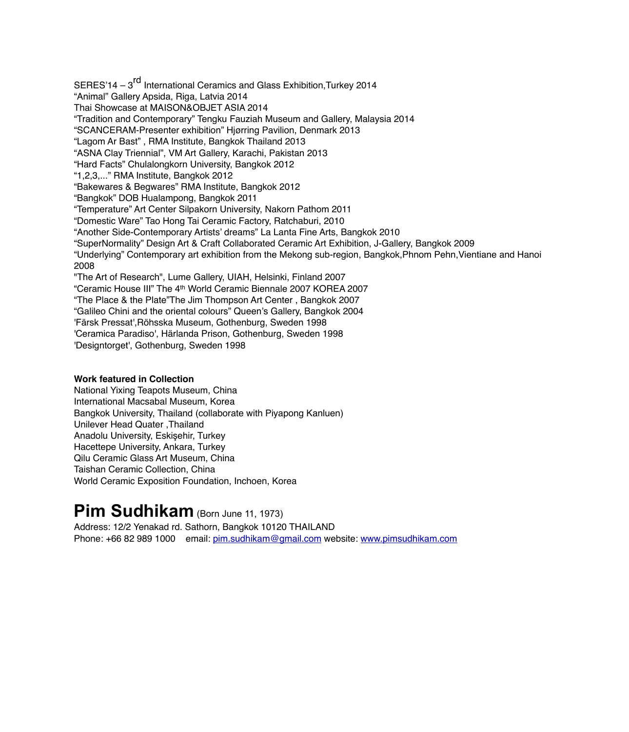SERES'14 – 3rd International Ceramics and Glass Exhibition,Turkey 2014
"Animal" Gallery Apsida, Riga, Latvia 2014
Thai Showcase at MAISON&OBJET ASIA 2014
"Tradition and Contemporary" Tengku Fauziah Museum and Gallery, Malaysia 2014
"SCANCERAM-Presenter exhibition" Hjørring Pavilion, Denmark 2013
"Lagom Ar Bast" , RMA Institute, Bangkok Thailand 2013
"ASNA Clay Triennial", VM Art Gallery, Karachi, Pakistan 2013
"Hard Facts" Chulalongkorn University, Bangkok 2012
"1,2,3,..." RMA Institute, Bangkok 2012
"Bakewares & Begwares" RMA Institute, Bangkok 2012
"Bangkok" DOB Hualampong, Bangkok 2011
"Temperature" Art Center Silpakorn University, Nakorn Pathom 2011
"Domestic Ware" Tao Hong Tai Ceramic Factory, Ratchaburi, 2010
"Another Side-Contemporary Artists' dreams" La Lanta Fine Arts, Bangkok 2010
"SuperNormality" Design Art & Craft Collaborated Ceramic Art Exhibition, J-Gallery, Bangkok 2009
"Underlying" Contemporary art exhibition from the Mekong sub-region, Bangkok,Phnom Pehn,Vientiane and Hanoi 2008
"The Art of Research", Lume Gallery, UIAH, Helsinki, Finland 2007
"Ceramic House III" The 4th World Ceramic Biennale 2007 KOREA 2007
"The Place & the Plate"The Jim Thompson Art Center , Bangkok 2007
"Galileo Chini and the oriental colours" Queen's Gallery, Bangkok 2004
'Färsk Pressat',Röhsska Museum, Gothenburg, Sweden 1998
'Ceramica Paradiso', Härlanda Prison, Gothenburg, Sweden 1998
'Designtorget', Gothenburg, Sweden 1998

**Work featured in Collection**

National Yixing Teapots Museum, China
International Macsabal Museum, Korea
Bangkok University, Thailand (collaborate with Piyapong Kanluen)
Unilever Head Quater ,Thailand
Anadolu University, Eskişehir, Turkey
Hacettepe University, Ankara, Turkey
Qilu Ceramic Glass Art Museum, China
Taishan Ceramic Collection, China
World Ceramic Exposition Foundation, Inchoen, Korea

# Pim Sudhikam (Born June 11, 1973)

Address: 12/2 Yenakad rd. Sathorn, Bangkok 10120 THAILAND
Phone: +66 82 989 1000 email: pim.sudhikam@gmail.com website: www.pimsudhikam.com